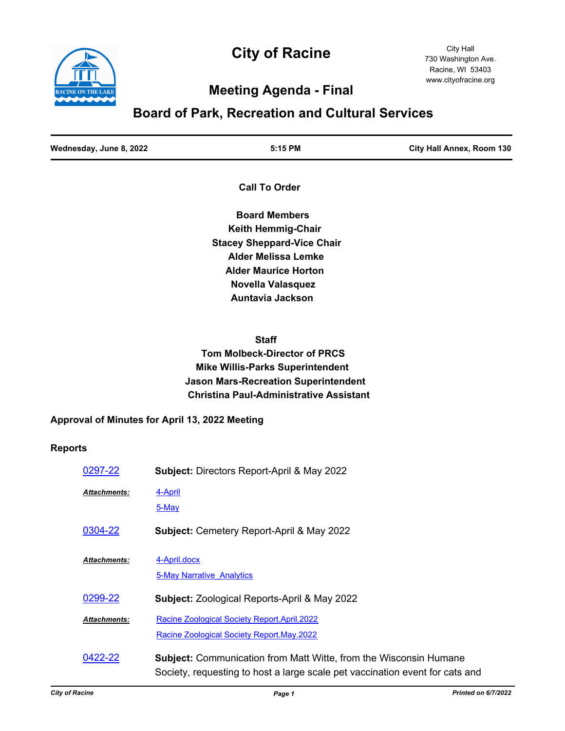# City of Racine

City Hall
730 Washington Ave.
Racine, WI 53403
www.cityofracine.org

## Meeting Agenda - Final

## Board of Park, Recreation and Cultural Services

**Wednesday, June 8, 2022** | **5:15 PM** | **City Hall Annex, Room 130**

**Call To Order**

**Board Members**
**Keith Hemmig-Chair**
**Stacey Sheppard-Vice Chair**
**Alder Melissa Lemke**
**Alder Maurice Horton**
**Novella Valasquez**
**Auntavia Jackson**

**Staff**
**Tom Molbeck-Director of PRCS**
**Mike Willis-Parks Superintendent**
**Jason Mars-Recreation Superintendent**
**Christina Paul-Administrative Assistant**

### Approval of Minutes for April 13, 2022 Meeting

### Reports

0297-22 **Subject:** Directors Report-April & May 2022

*Attachments:* 4-April
5-May

0304-22 **Subject:** Cemetery Report-April & May 2022

*Attachments:* 4-April.docx
5-May Narrative_Analytics

0299-22 **Subject:** Zoological Reports-April & May 2022

*Attachments:* Racine Zoological Society Report.April.2022
Racine Zoological Society Report.May.2022

0422-22 **Subject:** Communication from Matt Witte, from the Wisconsin Humane Society, requesting to host a large scale pet vaccination event for cats and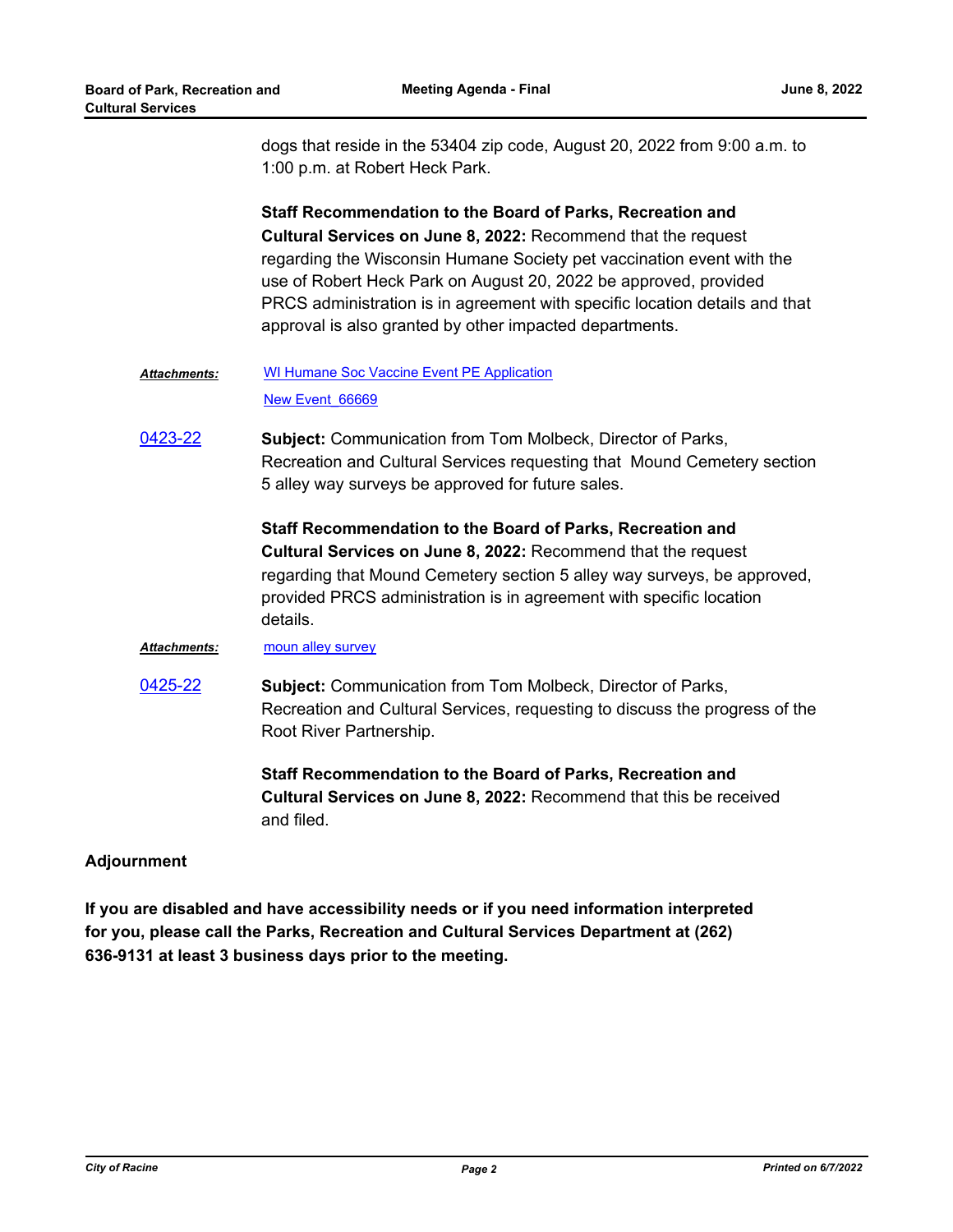dogs that reside in the 53404 zip code, August 20, 2022 from 9:00 a.m. to 1:00 p.m. at Robert Heck Park.

**Staff Recommendation to the Board of Parks, Recreation and Cultural Services on June 8, 2022:** Recommend that the request regarding the Wisconsin Humane Society pet vaccination event with the use of Robert Heck Park on August 20, 2022 be approved, provided PRCS administration is in agreement with specific location details and that approval is also granted by other impacted departments.

***Attachments:*** WI Humane Soc Vaccine Event PE Application
New Event_66669

0423-22 **Subject:** Communication from Tom Molbeck, Director of Parks, Recreation and Cultural Services requesting that Mound Cemetery section 5 alley way surveys be approved for future sales.

**Staff Recommendation to the Board of Parks, Recreation and Cultural Services on June 8, 2022:** Recommend that the request regarding that Mound Cemetery section 5 alley way surveys, be approved, provided PRCS administration is in agreement with specific location details.

***Attachments:*** moun alley survey

0425-22 **Subject:** Communication from Tom Molbeck, Director of Parks, Recreation and Cultural Services, requesting to discuss the progress of the Root River Partnership.

**Staff Recommendation to the Board of Parks, Recreation and Cultural Services on June 8, 2022:** Recommend that this be received and filed.

**Adjournment**

**If you are disabled and have accessibility needs or if you need information interpreted for you, please call the Parks, Recreation and Cultural Services Department at (262) 636-9131 at least 3 business days prior to the meeting.**